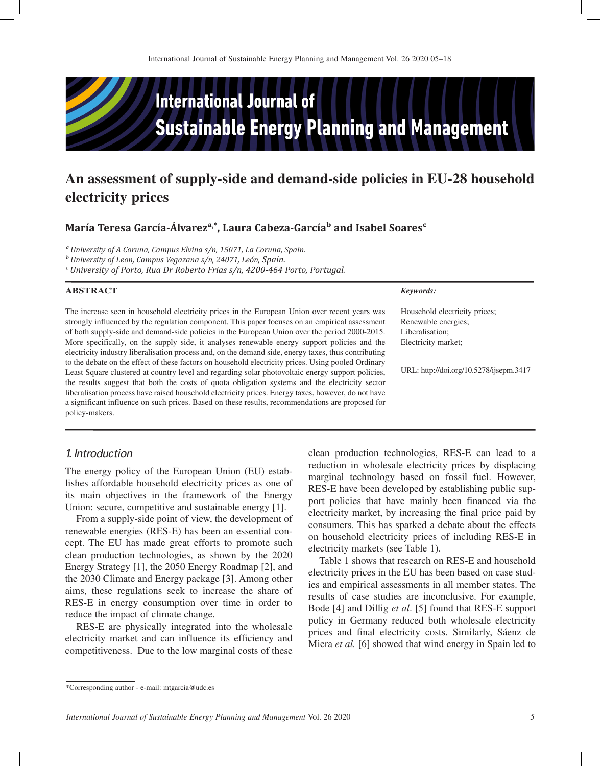# An assessment of supply-side and demand-side policies in EU-28 household electricity prices

**María Teresa García-Álvarez[a,*], Laura Cabeza-García[b] and Isabel Soares[c]**

[a] *University of A Coruna, Campus Elvina s/n, 15071, La Coruna, Spain.*
[b] *University of Leon, Campus Vegazana s/n, 24071, León, Spain.*
[c] *University of Porto, Rua Dr Roberto Frias s/n, 4200-464 Porto, Portugal.*

## ABSTRACT

The increase seen in household electricity prices in the European Union over recent years was strongly influenced by the regulation component. This paper focuses on an empirical assessment of both supply-side and demand-side policies in the European Union over the period 2000-2015. More specifically, on the supply side, it analyses renewable energy support policies and the electricity industry liberalisation process and, on the demand side, energy taxes, thus contributing to the debate on the effect of these factors on household electricity prices. Using pooled Ordinary Least Square clustered at country level and regarding solar photovoltaic energy support policies, the results suggest that both the costs of quota obligation systems and the electricity sector liberalisation process have raised household electricity prices. Energy taxes, however, do not have a significant influence on such prices. Based on these results, recommendations are proposed for policy-makers.

***Keywords:***

Household electricity prices;
Renewable energies;
Liberalisation;
Electricity market;

URL: http://doi.org/10.5278/ijsepm.3417

## *1. Introduction*

The energy policy of the European Union (EU) establishes affordable household electricity prices as one of its main objectives in the framework of the Energy Union: secure, competitive and sustainable energy [1].

From a supply-side point of view, the development of renewable energies (RES-E) has been an essential concept. The EU has made great efforts to promote such clean production technologies, as shown by the 2020 Energy Strategy [1], the 2050 Energy Roadmap [2], and the 2030 Climate and Energy package [3]. Among other aims, these regulations seek to increase the share of RES-E in energy consumption over time in order to reduce the impact of climate change.

RES-E are physically integrated into the wholesale electricity market and can influence its efficiency and competitiveness. Due to the low marginal costs of these clean production technologies, RES-E can lead to a reduction in wholesale electricity prices by displacing marginal technology based on fossil fuel. However, RES-E have been developed by establishing public support policies that have mainly been financed via the electricity market, by increasing the final price paid by consumers. This has sparked a debate about the effects on household electricity prices of including RES-E in electricity markets (see Table 1).

Table 1 shows that research on RES-E and household electricity prices in the EU has been based on case studies and empirical assessments in all member states. The results of case studies are inconclusive. For example, Bode [4] and Dillig *et al*. [5] found that RES-E support policy in Germany reduced both wholesale electricity prices and final electricity costs. Similarly, Sáenz de Miera *et al.* [6] showed that wind energy in Spain led to

*Corresponding author - e-mail: mtgarcia@udc.es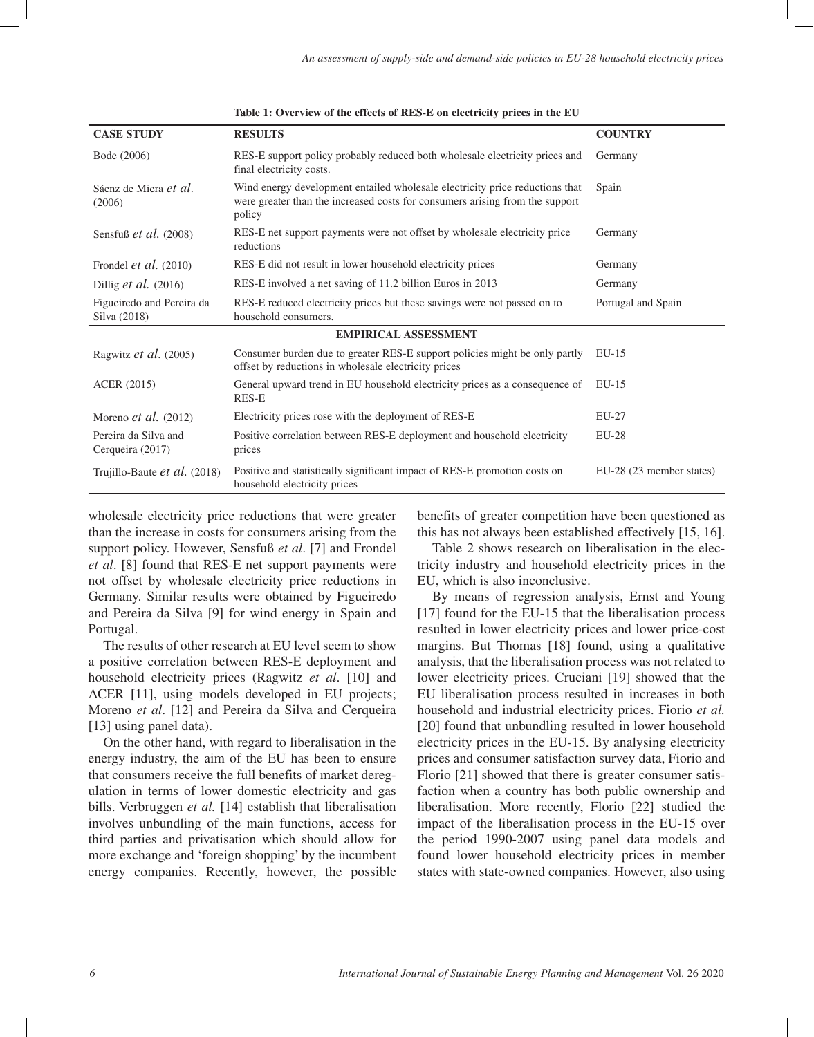**Table 1: Overview of the effects of RES-E on electricity prices in the EU**

| CASE STUDY | RESULTS | COUNTRY |
|---|---|---|
| Bode (2006) | RES-E support policy probably reduced both wholesale electricity prices and final electricity costs. | Germany |
| Sáenz de Miera *et al.* (2006) | Wind energy development entailed wholesale electricity price reductions that were greater than the increased costs for consumers arising from the support policy | Spain |
| Sensfuß *et al.* (2008) | RES-E net support payments were not offset by wholesale electricity price reductions | Germany |
| Frondel *et al.* (2010) | RES-E did not result in lower household electricity prices | Germany |
| Dillig *et al.* (2016) | RES-E involved a net saving of 11.2 billion Euros in 2013 | Germany |
| Figueiredo and Pereira da Silva (2018) | RES-E reduced electricity prices but these savings were not passed on to household consumers. | Portugal and Spain |
| | **EMPIRICAL ASSESSMENT** | |
| Ragwitz *et al.* (2005) | Consumer burden due to greater RES-E support policies might be only partly offset by reductions in wholesale electricity prices | EU-15 |
| ACER (2015) | General upward trend in EU household electricity prices as a consequence of RES-E | EU-15 |
| Moreno *et al.* (2012) | Electricity prices rose with the deployment of RES-E | EU-27 |
| Pereira da Silva and Cerqueira (2017) | Positive correlation between RES-E deployment and household electricity prices | EU-28 |
| Trujillo-Baute *et al.* (2018) | Positive and statistically significant impact of RES-E promotion costs on household electricity prices | EU-28 (23 member states) |

wholesale electricity price reductions that were greater than the increase in costs for consumers arising from the support policy. However, Sensfuß *et al*. [7] and Frondel *et al*. [8] found that RES-E net support payments were not offset by wholesale electricity price reductions in Germany. Similar results were obtained by Figueiredo and Pereira da Silva [9] for wind energy in Spain and Portugal.

The results of other research at EU level seem to show a positive correlation between RES-E deployment and household electricity prices (Ragwitz *et al*. [10] and ACER [11], using models developed in EU projects; Moreno *et al*. [12] and Pereira da Silva and Cerqueira [13] using panel data).

On the other hand, with regard to liberalisation in the energy industry, the aim of the EU has been to ensure that consumers receive the full benefits of market deregulation in terms of lower domestic electricity and gas bills. Verbruggen *et al.* [14] establish that liberalisation involves unbundling of the main functions, access for third parties and privatisation which should allow for more exchange and 'foreign shopping' by the incumbent energy companies. Recently, however, the possible benefits of greater competition have been questioned as this has not always been established effectively [15, 16].

Table 2 shows research on liberalisation in the electricity industry and household electricity prices in the EU, which is also inconclusive.

By means of regression analysis, Ernst and Young [17] found for the EU-15 that the liberalisation process resulted in lower electricity prices and lower price-cost margins. But Thomas [18] found, using a qualitative analysis, that the liberalisation process was not related to lower electricity prices. Cruciani [19] showed that the EU liberalisation process resulted in increases in both household and industrial electricity prices. Fiorio *et al.* [20] found that unbundling resulted in lower household electricity prices in the EU-15. By analysing electricity prices and consumer satisfaction survey data, Fiorio and Florio [21] showed that there is greater consumer satisfaction when a country has both public ownership and liberalisation. More recently, Florio [22] studied the impact of the liberalisation process in the EU-15 over the period 1990-2007 using panel data models and found lower household electricity prices in member states with state-owned companies. However, also using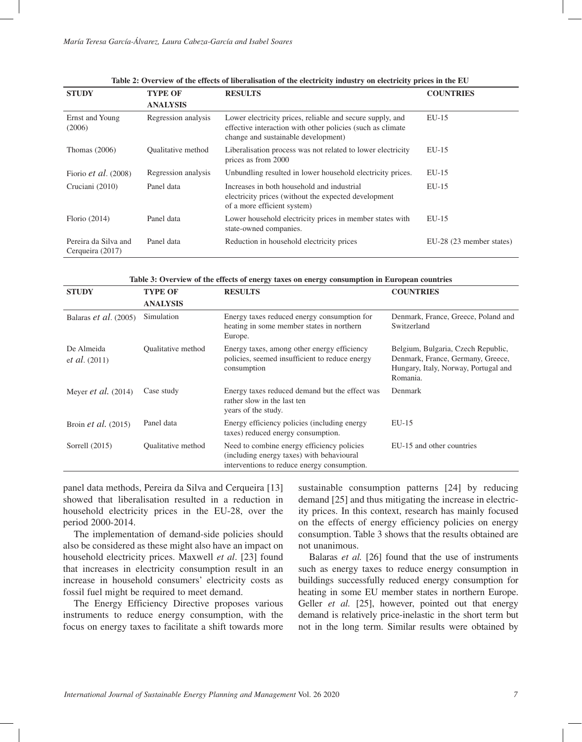**Table 2: Overview of the effects of liberalisation of the electricity industry on electricity prices in the EU**

| STUDY | TYPE OF ANALYSIS | RESULTS | COUNTRIES |
|---|---|---|---|
| Ernst and Young (2006) | Regression analysis | Lower electricity prices, reliable and secure supply, and effective interaction with other policies (such as climate change and sustainable development) | EU-15 |
| Thomas (2006) | Qualitative method | Liberalisation process was not related to lower electricity prices as from 2000 | EU-15 |
| Fiorio *et al.* (2008) | Regression analysis | Unbundling resulted in lower household electricity prices. | EU-15 |
| Cruciani (2010) | Panel data | Increases in both household and industrial electricity prices (without the expected development of a more efficient system) | EU-15 |
| Florio (2014) | Panel data | Lower household electricity prices in member states with state-owned companies. | EU-15 |
| Pereira da Silva and Cerqueira (2017) | Panel data | Reduction in household electricity prices | EU-28 (23 member states) |

**Table 3: Overview of the effects of energy taxes on energy consumption in European countries**

| STUDY | TYPE OF ANALYSIS | RESULTS | COUNTRIES |
|---|---|---|---|
| Balaras *et al.* (2005) | Simulation | Energy taxes reduced energy consumption for heating in some member states in northern Europe. | Denmark, France, Greece, Poland and Switzerland |
| De Almeida *et al.* (2011) | Qualitative method | Energy taxes, among other energy efficiency policies, seemed insufficient to reduce energy consumption | Belgium, Bulgaria, Czech Republic, Denmark, France, Germany, Greece, Hungary, Italy, Norway, Portugal and Romania. |
| Meyer *et al.* (2014) | Case study | Energy taxes reduced demand but the effect was rather slow in the last ten years of the study. | Denmark |
| Broin *et al.* (2015) | Panel data | Energy efficiency policies (including energy taxes) reduced energy consumption. | EU-15 |
| Sorrell (2015) | Qualitative method | Need to combine energy efficiency policies (including energy taxes) with behavioural interventions to reduce energy consumption. | EU-15 and other countries |

panel data methods, Pereira da Silva and Cerqueira [13] showed that liberalisation resulted in a reduction in household electricity prices in the EU-28, over the period 2000-2014.

The implementation of demand-side policies should also be considered as these might also have an impact on household electricity prices. Maxwell *et al*. [23] found that increases in electricity consumption result in an increase in household consumers' electricity costs as fossil fuel might be required to meet demand.

The Energy Efficiency Directive proposes various instruments to reduce energy consumption, with the focus on energy taxes to facilitate a shift towards more sustainable consumption patterns [24] by reducing demand [25] and thus mitigating the increase in electricity prices. In this context, research has mainly focused on the effects of energy efficiency policies on energy consumption. Table 3 shows that the results obtained are not unanimous.

Balaras *et al.* [26] found that the use of instruments such as energy taxes to reduce energy consumption in buildings successfully reduced energy consumption for heating in some EU member states in northern Europe. Geller *et al.* [25], however, pointed out that energy demand is relatively price-inelastic in the short term but not in the long term. Similar results were obtained by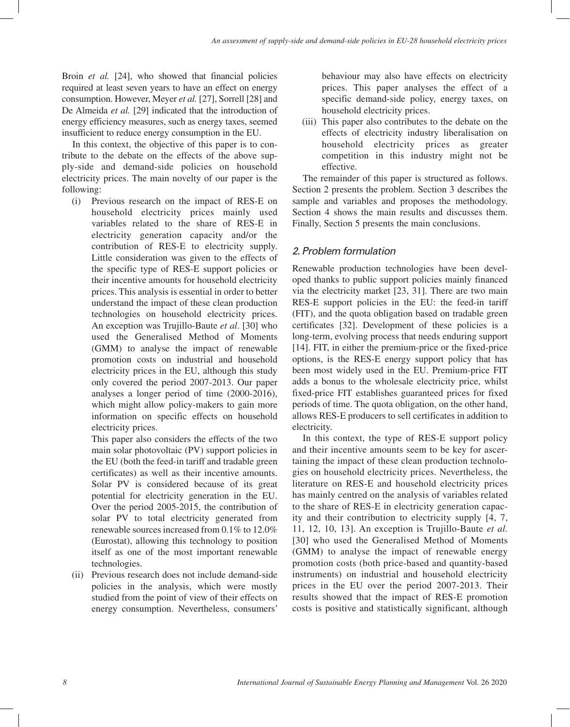Broin *et al.* [24], who showed that financial policies required at least seven years to have an effect on energy consumption. However, Meyer *et al.* [27], Sorrell [28] and De Almeida *et al.* [29] indicated that the introduction of energy efficiency measures, such as energy taxes, seemed insufficient to reduce energy consumption in the EU.

In this context, the objective of this paper is to contribute to the debate on the effects of the above supply-side and demand-side policies on household electricity prices. The main novelty of our paper is the following:

(i) Previous research on the impact of RES-E on household electricity prices mainly used variables related to the share of RES-E in electricity generation capacity and/or the contribution of RES-E to electricity supply. Little consideration was given to the effects of the specific type of RES-E support policies or their incentive amounts for household electricity prices. This analysis is essential in order to better understand the impact of these clean production technologies on household electricity prices. An exception was Trujillo-Baute *et al*. [30] who used the Generalised Method of Moments (GMM) to analyse the impact of renewable promotion costs on industrial and household electricity prices in the EU, although this study only covered the period 2007-2013. Our paper analyses a longer period of time (2000-2016), which might allow policy-makers to gain more information on specific effects on household electricity prices.

    This paper also considers the effects of the two main solar photovoltaic (PV) support policies in the EU (both the feed-in tariff and tradable green certificates) as well as their incentive amounts. Solar PV is considered because of its great potential for electricity generation in the EU. Over the period 2005-2015, the contribution of solar PV to total electricity generated from renewable sources increased from 0.1% to 12.0% (Eurostat), allowing this technology to position itself as one of the most important renewable technologies.

(ii) Previous research does not include demand-side policies in the analysis, which were mostly studied from the point of view of their effects on energy consumption. Nevertheless, consumers' behaviour may also have effects on electricity prices. This paper analyses the effect of a specific demand-side policy, energy taxes, on household electricity prices.

(iii) This paper also contributes to the debate on the effects of electricity industry liberalisation on household electricity prices as greater competition in this industry might not be effective.

The remainder of this paper is structured as follows. Section 2 presents the problem. Section 3 describes the sample and variables and proposes the methodology. Section 4 shows the main results and discusses them. Finally, Section 5 presents the main conclusions.

## 2. Problem formulation

Renewable production technologies have been developed thanks to public support policies mainly financed via the electricity market [23, 31]. There are two main RES-E support policies in the EU: the feed-in tariff (FIT), and the quota obligation based on tradable green certificates [32]. Development of these policies is a long-term, evolving process that needs enduring support [14]. FIT, in either the premium-price or the fixed-price options, is the RES-E energy support policy that has been most widely used in the EU. Premium-price FIT adds a bonus to the wholesale electricity price, whilst fixed-price FIT establishes guaranteed prices for fixed periods of time. The quota obligation, on the other hand, allows RES-E producers to sell certificates in addition to electricity.

In this context, the type of RES-E support policy and their incentive amounts seem to be key for ascertaining the impact of these clean production technologies on household electricity prices. Nevertheless, the literature on RES-E and household electricity prices has mainly centred on the analysis of variables related to the share of RES-E in electricity generation capacity and their contribution to electricity supply [4, 7, 11, 12, 10, 13]. An exception is Trujillo-Baute *et al.* [30] who used the Generalised Method of Moments (GMM) to analyse the impact of renewable energy promotion costs (both price-based and quantity-based instruments) on industrial and household electricity prices in the EU over the period 2007-2013. Their results showed that the impact of RES-E promotion costs is positive and statistically significant, although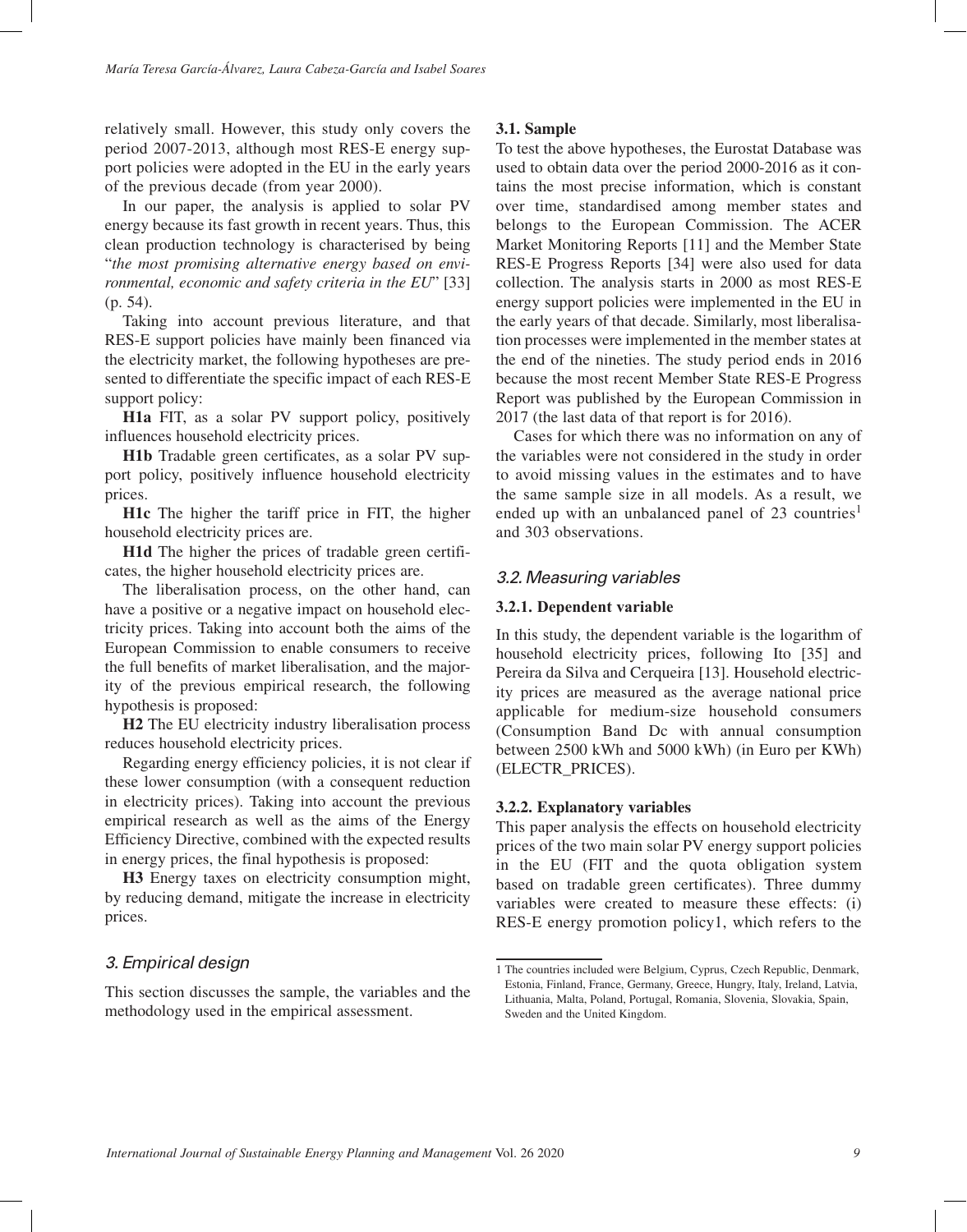relatively small. However, this study only covers the period 2007-2013, although most RES-E energy support policies were adopted in the EU in the early years of the previous decade (from year 2000).

In our paper, the analysis is applied to solar PV energy because its fast growth in recent years. Thus, this clean production technology is characterised by being "*the most promising alternative energy based on environmental, economic and safety criteria in the EU*" [33] (p. 54).

Taking into account previous literature, and that RES-E support policies have mainly been financed via the electricity market, the following hypotheses are presented to differentiate the specific impact of each RES-E support policy:

**H1a** FIT, as a solar PV support policy, positively influences household electricity prices.

**H1b** Tradable green certificates, as a solar PV support policy, positively influence household electricity prices.

**H1c** The higher the tariff price in FIT, the higher household electricity prices are.

**H1d** The higher the prices of tradable green certificates, the higher household electricity prices are.

The liberalisation process, on the other hand, can have a positive or a negative impact on household electricity prices. Taking into account both the aims of the European Commission to enable consumers to receive the full benefits of market liberalisation, and the majority of the previous empirical research, the following hypothesis is proposed:

**H2** The EU electricity industry liberalisation process reduces household electricity prices.

Regarding energy efficiency policies, it is not clear if these lower consumption (with a consequent reduction in electricity prices). Taking into account the previous empirical research as well as the aims of the Energy Efficiency Directive, combined with the expected results in energy prices, the final hypothesis is proposed:

**H3** Energy taxes on electricity consumption might, by reducing demand, mitigate the increase in electricity prices.

## 3. Empirical design

This section discusses the sample, the variables and the methodology used in the empirical assessment.

### 3.1. Sample

To test the above hypotheses, the Eurostat Database was used to obtain data over the period 2000-2016 as it contains the most precise information, which is constant over time, standardised among member states and belongs to the European Commission. The ACER Market Monitoring Reports [11] and the Member State RES-E Progress Reports [34] were also used for data collection. The analysis starts in 2000 as most RES-E energy support policies were implemented in the EU in the early years of that decade. Similarly, most liberalisation processes were implemented in the member states at the end of the nineties. The study period ends in 2016 because the most recent Member State RES-E Progress Report was published by the European Commission in 2017 (the last data of that report is for 2016).

Cases for which there was no information on any of the variables were not considered in the study in order to avoid missing values in the estimates and to have the same sample size in all models. As a result, we ended up with an unbalanced panel of 23 countries[1] and 303 observations.

### 3.2. Measuring variables

#### 3.2.1. Dependent variable

In this study, the dependent variable is the logarithm of household electricity prices, following Ito [35] and Pereira da Silva and Cerqueira [13]. Household electricity prices are measured as the average national price applicable for medium-size household consumers (Consumption Band Dc with annual consumption between 2500 kWh and 5000 kWh) (in Euro per KWh) (ELECTR_PRICES).

#### 3.2.2. Explanatory variables

This paper analysis the effects on household electricity prices of the two main solar PV energy support policies in the EU (FIT and the quota obligation system based on tradable green certificates). Three dummy variables were created to measure these effects: (i) RES-E energy promotion policy1, which refers to the

[1] The countries included were Belgium, Cyprus, Czech Republic, Denmark, Estonia, Finland, France, Germany, Greece, Hungry, Italy, Ireland, Latvia, Lithuania, Malta, Poland, Portugal, Romania, Slovenia, Slovakia, Spain, Sweden and the United Kingdom.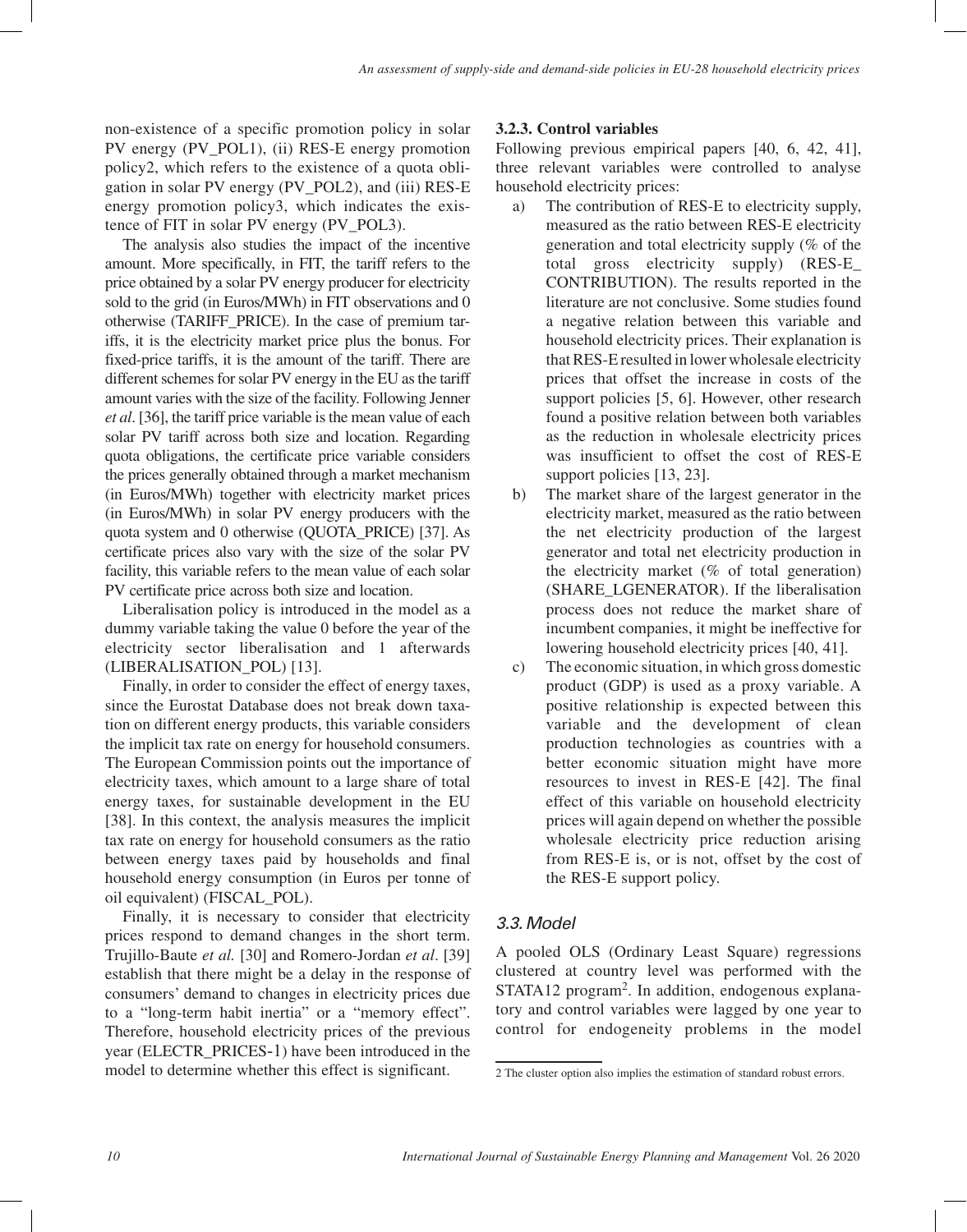non-existence of a specific promotion policy in solar PV energy (PV_POL1), (ii) RES-E energy promotion policy2, which refers to the existence of a quota obligation in solar PV energy (PV_POL2), and (iii) RES-E energy promotion policy3, which indicates the existence of FIT in solar PV energy (PV_POL3).

The analysis also studies the impact of the incentive amount. More specifically, in FIT, the tariff refers to the price obtained by a solar PV energy producer for electricity sold to the grid (in Euros/MWh) in FIT observations and 0 otherwise (TARIFF_PRICE). In the case of premium tariffs, it is the electricity market price plus the bonus. For fixed-price tariffs, it is the amount of the tariff. There are different schemes for solar PV energy in the EU as the tariff amount varies with the size of the facility. Following Jenner *et al*. [36], the tariff price variable is the mean value of each solar PV tariff across both size and location. Regarding quota obligations, the certificate price variable considers the prices generally obtained through a market mechanism (in Euros/MWh) together with electricity market prices (in Euros/MWh) in solar PV energy producers with the quota system and 0 otherwise (QUOTA_PRICE) [37]. As certificate prices also vary with the size of the solar PV facility, this variable refers to the mean value of each solar PV certificate price across both size and location.

Liberalisation policy is introduced in the model as a dummy variable taking the value 0 before the year of the electricity sector liberalisation and 1 afterwards (LIBERALISATION_POL) [13].

Finally, in order to consider the effect of energy taxes, since the Eurostat Database does not break down taxation on different energy products, this variable considers the implicit tax rate on energy for household consumers. The European Commission points out the importance of electricity taxes, which amount to a large share of total energy taxes, for sustainable development in the EU [38]. In this context, the analysis measures the implicit tax rate on energy for household consumers as the ratio between energy taxes paid by households and final household energy consumption (in Euros per tonne of oil equivalent) (FISCAL_POL).

Finally, it is necessary to consider that electricity prices respond to demand changes in the short term. Trujillo-Baute *et al.* [30] and Romero-Jordan *et al*. [39] establish that there might be a delay in the response of consumers' demand to changes in electricity prices due to a "long-term habit inertia" or a "memory effect". Therefore, household electricity prices of the previous year (ELECTR_PRICES-1) have been introduced in the model to determine whether this effect is significant.

### 3.2.3. Control variables

Following previous empirical papers [40, 6, 42, 41], three relevant variables were controlled to analyse household electricity prices:

a) The contribution of RES-E to electricity supply, measured as the ratio between RES-E electricity generation and total electricity supply (% of the total gross electricity supply) (RES-E_CONTRIBUTION). The results reported in the literature are not conclusive. Some studies found a negative relation between this variable and household electricity prices. Their explanation is that RES-E resulted in lower wholesale electricity prices that offset the increase in costs of the support policies [5, 6]. However, other research found a positive relation between both variables as the reduction in wholesale electricity prices was insufficient to offset the cost of RES-E support policies [13, 23].
b) The market share of the largest generator in the electricity market, measured as the ratio between the net electricity production of the largest generator and total net electricity production in the electricity market (% of total generation) (SHARE_LGENERATOR). If the liberalisation process does not reduce the market share of incumbent companies, it might be ineffective for lowering household electricity prices [40, 41].
c) The economic situation, in which gross domestic product (GDP) is used as a proxy variable. A positive relationship is expected between this variable and the development of clean production technologies as countries with a better economic situation might have more resources to invest in RES-E [42]. The final effect of this variable on household electricity prices will again depend on whether the possible wholesale electricity price reduction arising from RES-E is, or is not, offset by the cost of the RES-E support policy.

## 3.3. Model

A pooled OLS (Ordinary Least Square) regressions clustered at country level was performed with the STATA12 program[2]. In addition, endogenous explanatory and control variables were lagged by one year to control for endogeneity problems in the model

2 The cluster option also implies the estimation of standard robust errors.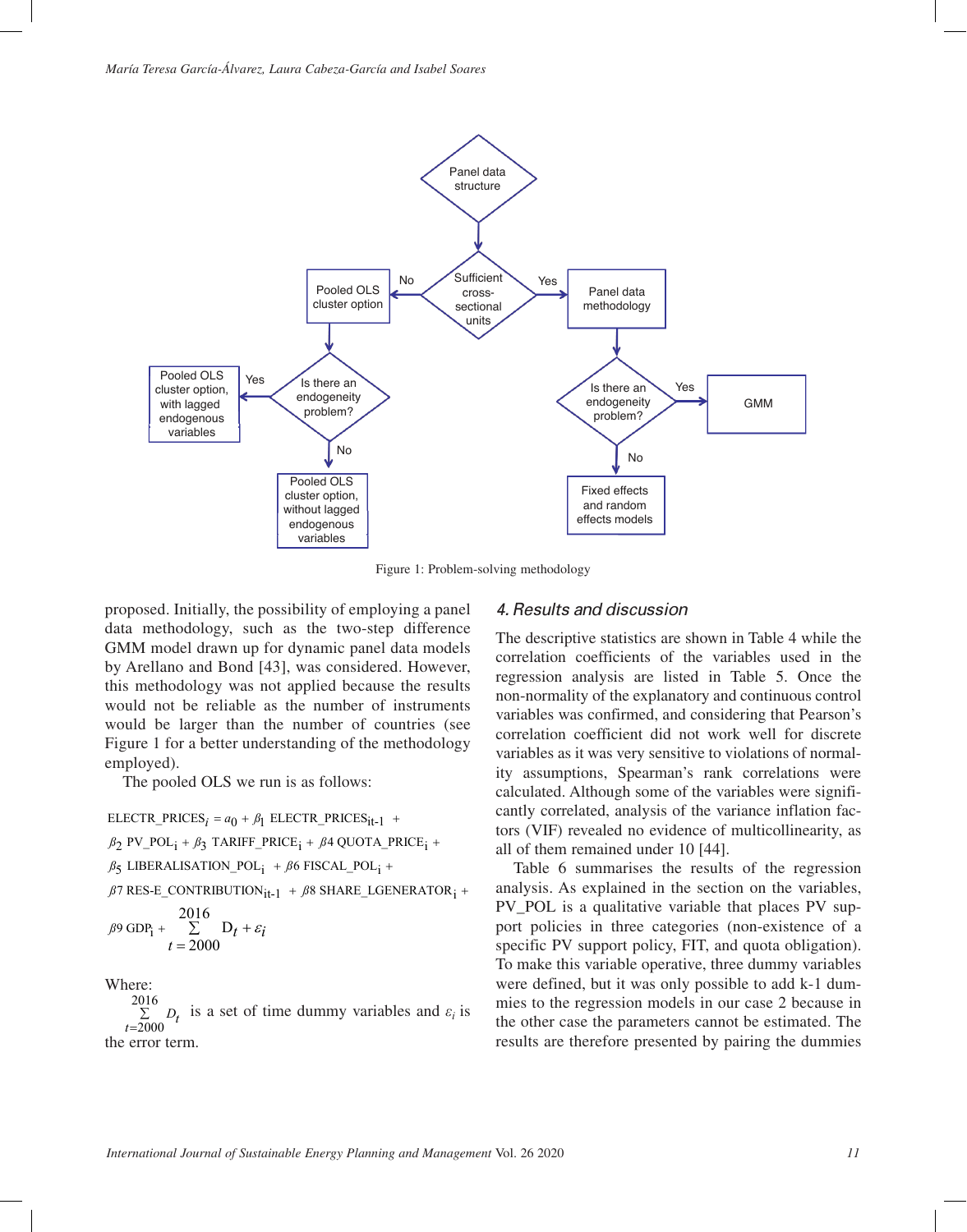Figure 1: Problem-solving methodology

proposed. Initially, the possibility of employing a panel data methodology, such as the two-step difference GMM model drawn up for dynamic panel data models by Arellano and Bond [43], was considered. However, this methodology was not applied because the results would not be reliable as the number of instruments would be larger than the number of countries (see Figure 1 for a better understanding of the methodology employed).

The pooled OLS we run is as follows:

$$
\begin{aligned}
\text{ELECTR\_PRICES}_i &= a_0 + \beta_1 \ \text{ELECTR\_PRICES}_{it-1} + \\
&\beta_2 \ \text{PV\_POL}_i + \beta_3 \ \text{TARIFF\_PRICE}_i + \beta 4 \ \text{QUOTA\_PRICE}_i + \\
&\beta_5 \ \text{LIBERALISATION\_POL}_i + \beta 6 \ \text{FISCAL\_POL}_i + \\
&\beta 7 \ \text{RES-E\_CONTRIBUTION}_{it-1} + \beta 8 \ \text{SHARE\_LGENERATOR}_i + \\
&\beta 9 \ \text{GDP}_i + \sum_{t=2000}^{2016} \text{D}_t + \varepsilon_i
\end{aligned}
$$

Where:

$\sum_{t=2000}^{2016} D_t$ is a set of time dummy variables and $\varepsilon_i$ is the error term.

## 4. Results and discussion

The descriptive statistics are shown in Table 4 while the correlation coefficients of the variables used in the regression analysis are listed in Table 5. Once the non-normality of the explanatory and continuous control variables was confirmed, and considering that Pearson's correlation coefficient did not work well for discrete variables as it was very sensitive to violations of normality assumptions, Spearman's rank correlations were calculated. Although some of the variables were significantly correlated, analysis of the variance inflation factors (VIF) revealed no evidence of multicollinearity, as all of them remained under 10 [44].

Table 6 summarises the results of the regression analysis. As explained in the section on the variables, PV_POL is a qualitative variable that places PV support policies in three categories (non-existence of a specific PV support policy, FIT, and quota obligation). To make this variable operative, three dummy variables were defined, but it was only possible to add k-1 dummies to the regression models in our case 2 because in the other case the parameters cannot be estimated. The results are therefore presented by pairing the dummies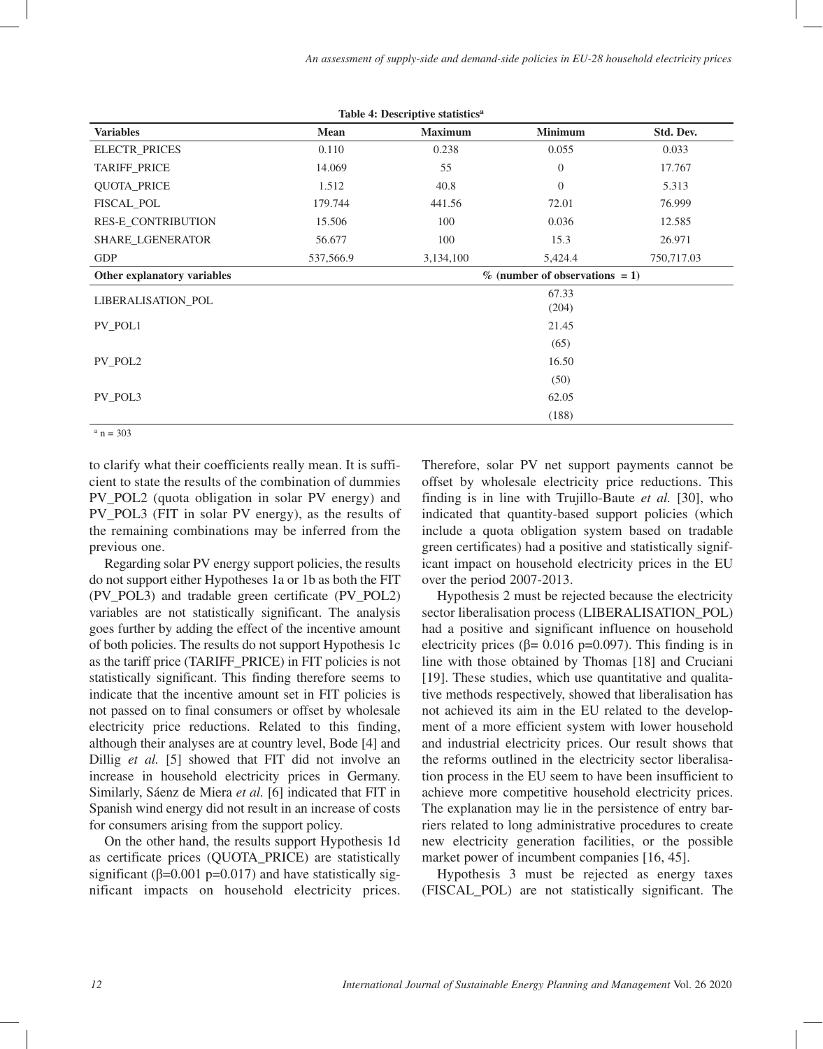**Table 4: Descriptive statistics[a]**

| Variables | Mean | Maximum | Minimum | Std. Dev. |
|---|---|---|---|---|
| ELECTR_PRICES | 0.110 | 0.238 | 0.055 | 0.033 |
| TARIFF_PRICE | 14.069 | 55 | 0 | 17.767 |
| QUOTA_PRICE | 1.512 | 40.8 | 0 | 5.313 |
| FISCAL_POL | 179.744 | 441.56 | 72.01 | 76.999 |
| RES-E_CONTRIBUTION | 15.506 | 100 | 0.036 | 12.585 |
| SHARE_LGENERATOR | 56.677 | 100 | 15.3 | 26.971 |
| GDP | 537,566.9 | 3,134,100 | 5,424.4 | 750,717.03 |
| **Other explanatory variables** | | | **% (number of observations = 1)** | |
| LIBERALISATION_POL | | | 67.33 (204) | |
| PV_POL1 | | | 21.45 (65) | |
| PV_POL2 | | | 16.50 (50) | |
| PV_POL3 | | | 62.05 (188) | |

[a] n = 303

to clarify what their coefficients really mean. It is sufficient to state the results of the combination of dummies PV_POL2 (quota obligation in solar PV energy) and PV_POL3 (FIT in solar PV energy), as the results of the remaining combinations may be inferred from the previous one.

Regarding solar PV energy support policies, the results do not support either Hypotheses 1a or 1b as both the FIT (PV_POL3) and tradable green certificate (PV_POL2) variables are not statistically significant. The analysis goes further by adding the effect of the incentive amount of both policies. The results do not support Hypothesis 1c as the tariff price (TARIFF_PRICE) in FIT policies is not statistically significant. This finding therefore seems to indicate that the incentive amount set in FIT policies is not passed on to final consumers or offset by wholesale electricity price reductions. Related to this finding, although their analyses are at country level, Bode [4] and Dillig *et al.* [5] showed that FIT did not involve an increase in household electricity prices in Germany. Similarly, Sáenz de Miera *et al.* [6] indicated that FIT in Spanish wind energy did not result in an increase of costs for consumers arising from the support policy.

On the other hand, the results support Hypothesis 1d as certificate prices (QUOTA_PRICE) are statistically significant ($\beta$=0.001 p=0.017) and have statistically significant impacts on household electricity prices. Therefore, solar PV net support payments cannot be offset by wholesale electricity price reductions. This finding is in line with Trujillo-Baute *et al.* [30], who indicated that quantity-based support policies (which include a quota obligation system based on tradable green certificates) had a positive and statistically significant impact on household electricity prices in the EU over the period 2007-2013.

Hypothesis 2 must be rejected because the electricity sector liberalisation process (LIBERALISATION_POL) had a positive and significant influence on household electricity prices ($\beta$= 0.016 p=0.097). This finding is in line with those obtained by Thomas [18] and Cruciani [19]. These studies, which use quantitative and qualitative methods respectively, showed that liberalisation has not achieved its aim in the EU related to the development of a more efficient system with lower household and industrial electricity prices. Our result shows that the reforms outlined in the electricity sector liberalisation process in the EU seem to have been insufficient to achieve more competitive household electricity prices. The explanation may lie in the persistence of entry barriers related to long administrative procedures to create new electricity generation facilities, or the possible market power of incumbent companies [16, 45].

Hypothesis 3 must be rejected as energy taxes (FISCAL_POL) are not statistically significant. The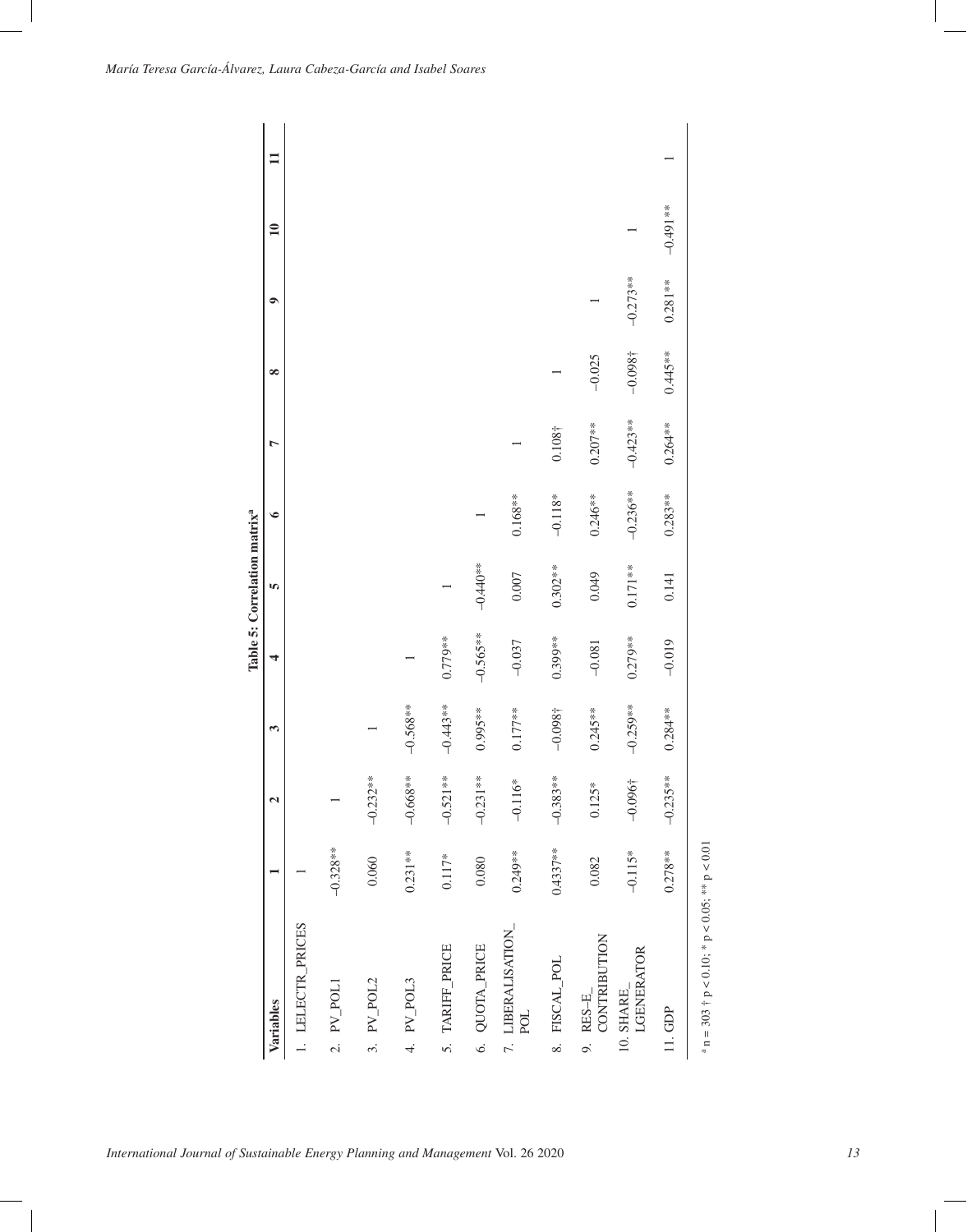**Table 5: Correlation matrix[a]**

| Variables | 1 | 2 | 3 | 4 | 5 | 6 | 7 | 8 | 9 | 10 | 11 |
|---|---|---|---|---|---|---|---|---|---|---|---|
| 1. LELECTR_PRICES | 1 | | | | | | | | | | |
| 2. PV_POL1 | –0.328** | 1 | | | | | | | | | |
| 3. PV_POL2 | 0.060 | –0.232** | 1 | | | | | | | | |
| 4. PV_POL3 | 0.231** | –0.668** | –0.568** | 1 | | | | | | | |
| 5. TARIFF_PRICE | 0.117* | –0.521** | –0.443** | 0.779** | 1 | | | | | | |
| 6. QUOTA_PRICE | 0.080 | –0.231** | 0.995** | –0.565** | –0.440** | 1 | | | | | |
| 7. LIBERALISATION_POL | 0.249** | –0.116* | 0.177** | –0.037 | 0.007 | 0.168** | 1 | | | | |
| 8. FISCAL_POL | 0.4337** | –0.383** | –0.098† | 0.399** | 0.302** | –0.118* | 0.108† | 1 | | | |
| 9. RES–E_CONTRIBUTION | 0.082 | 0.125* | 0.245** | –0.081 | 0.049 | 0.246** | 0.207** | –0.025 | 1 | | |
| 10. SHARE_LGENERATOR | –0.115* | –0.096† | –0.259** | 0.279** | 0.171** | –0.236** | –0.423** | –0.098† | –0.273** | 1 | |
| 11. GDP | 0.278** | –0.235** | 0.284** | –0.019 | 0.141 | 0.283** | 0.264** | 0.445** | 0.281** | –0.491** | 1 |

[a] n = 303 † $p < 0.10$; * $p < 0.05$; ** $p < 0.01$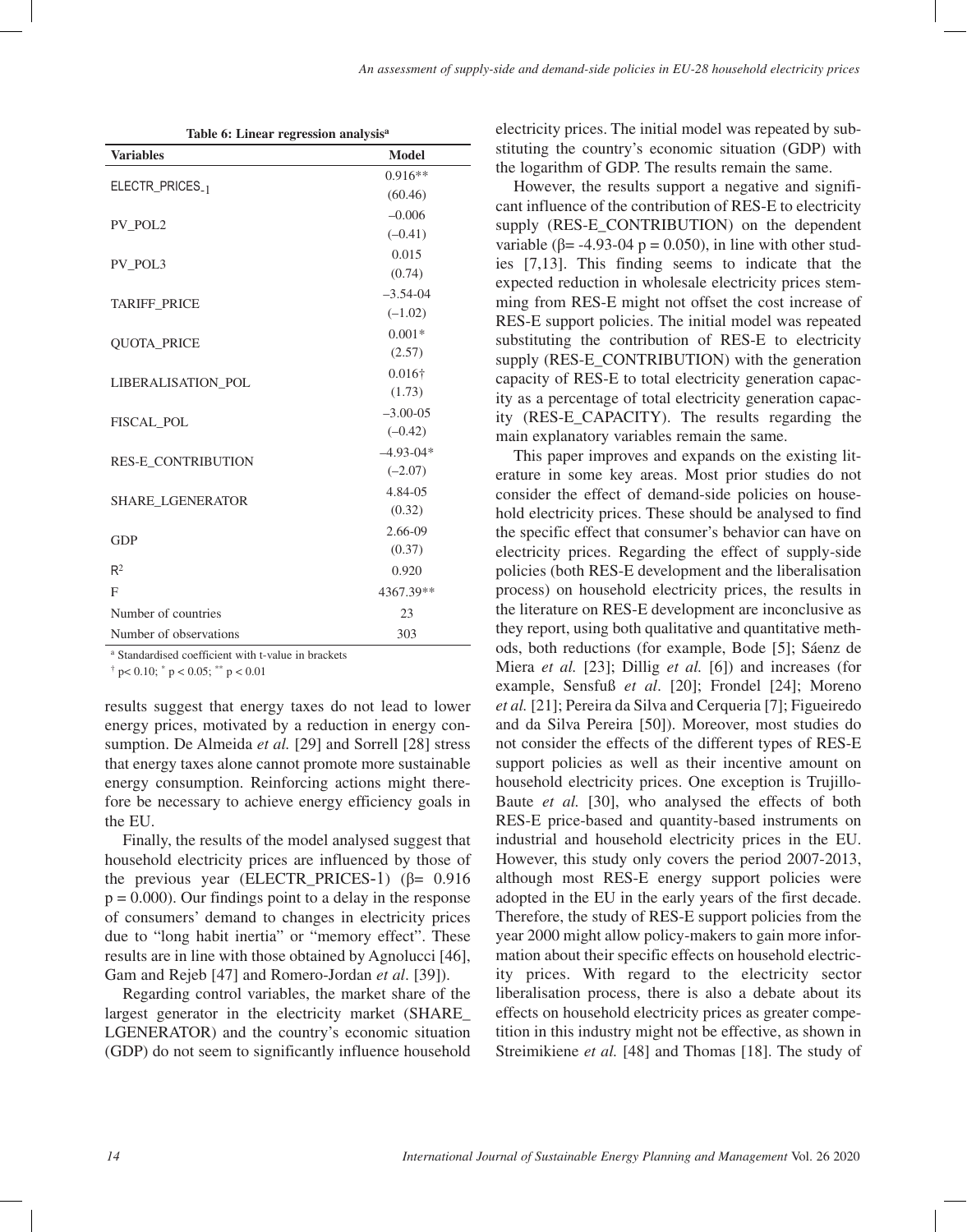**Table 6: Linear regression analysis[a]**

| Variables | Model |
| --- | --- |
| ELECTR_PRICES$_{-1}$ | 0.916** |
| | (60.46) |
| PV_POL2 | –0.006 |
| | (–0.41) |
| PV_POL3 | 0.015 |
| | (0.74) |
| TARIFF_PRICE | –3.54-04 |
| | (–1.02) |
| QUOTA_PRICE | 0.001* |
| | (2.57) |
| LIBERALISATION_POL | 0.016† |
| | (1.73) |
| FISCAL_POL | –3.00-05 |
| | (–0.42) |
| RES-E_CONTRIBUTION | –4.93-04* |
| | (–2.07) |
| SHARE_LGENERATOR | 4.84-05 |
| | (0.32) |
| GDP | 2.66-09 |
| | (0.37) |
| $R^2$ | 0.920 |
| F | 4367.39** |
| Number of countries | 23 |
| Number of observations | 303 |

[a] Standardised coefficient with t-value in brackets

† $p< 0.10$; * $p < 0.05$; ** $p < 0.01$

results suggest that energy taxes do not lead to lower energy prices, motivated by a reduction in energy consumption. De Almeida *et al.* [29] and Sorrell [28] stress that energy taxes alone cannot promote more sustainable energy consumption. Reinforcing actions might therefore be necessary to achieve energy efficiency goals in the EU.

Finally, the results of the model analysed suggest that household electricity prices are influenced by those of the previous year (ELECTR_PRICES-1) ($\beta$= 0.916 $p = 0.000$). Our findings point to a delay in the response of consumers' demand to changes in electricity prices due to "long habit inertia" or "memory effect". These results are in line with those obtained by Agnolucci [46], Gam and Rejeb [47] and Romero-Jordan *et al*. [39]).

Regarding control variables, the market share of the largest generator in the electricity market (SHARE_LGENERATOR) and the country's economic situation (GDP) do not seem to significantly influence household electricity prices. The initial model was repeated by substituting the country's economic situation (GDP) with the logarithm of GDP. The results remain the same.

However, the results support a negative and significant influence of the contribution of RES-E to electricity supply (RES-E_CONTRIBUTION) on the dependent variable ($\beta$= -4.93-04 $p = 0.050$), in line with other studies [7,13]. This finding seems to indicate that the expected reduction in wholesale electricity prices stemming from RES-E might not offset the cost increase of RES-E support policies. The initial model was repeated substituting the contribution of RES-E to electricity supply (RES-E_CONTRIBUTION) with the generation capacity of RES-E to total electricity generation capacity as a percentage of total electricity generation capacity (RES-E_CAPACITY). The results regarding the main explanatory variables remain the same.

This paper improves and expands on the existing literature in some key areas. Most prior studies do not consider the effect of demand-side policies on household electricity prices. These should be analysed to find the specific effect that consumer's behavior can have on electricity prices. Regarding the effect of supply-side policies (both RES-E development and the liberalisation process) on household electricity prices, the results in the literature on RES-E development are inconclusive as they report, using both qualitative and quantitative methods, both reductions (for example, Bode [5]; Sáenz de Miera *et al.* [23]; Dillig *et al.* [6]) and increases (for example, Sensfuß *et al*. [20]; Frondel [24]; Moreno *et al.* [21]; Pereira da Silva and Cerqueria [7]; Figueiredo and da Silva Pereira [50]). Moreover, most studies do not consider the effects of the different types of RES-E support policies as well as their incentive amount on household electricity prices. One exception is Trujillo-Baute *et al.* [30], who analysed the effects of both RES-E price-based and quantity-based instruments on industrial and household electricity prices in the EU. However, this study only covers the period 2007-2013, although most RES-E energy support policies were adopted in the EU in the early years of the first decade. Therefore, the study of RES-E support policies from the year 2000 might allow policy-makers to gain more information about their specific effects on household electricity prices. With regard to the electricity sector liberalisation process, there is also a debate about its effects on household electricity prices as greater competition in this industry might not be effective, as shown in Streimikiene *et al.* [48] and Thomas [18]. The study of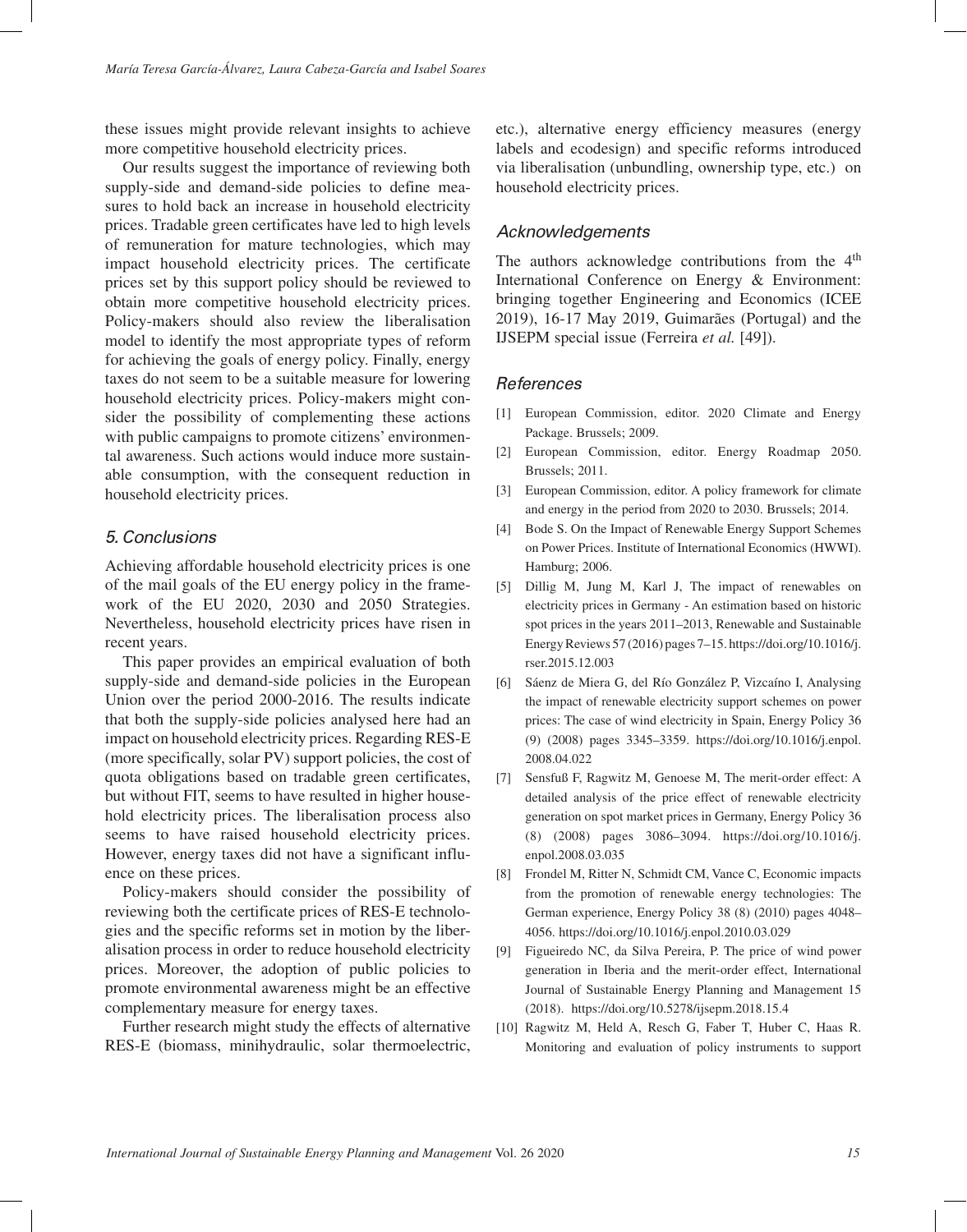these issues might provide relevant insights to achieve more competitive household electricity prices.

Our results suggest the importance of reviewing both supply-side and demand-side policies to define measures to hold back an increase in household electricity prices. Tradable green certificates have led to high levels of remuneration for mature technologies, which may impact household electricity prices. The certificate prices set by this support policy should be reviewed to obtain more competitive household electricity prices. Policy-makers should also review the liberalisation model to identify the most appropriate types of reform for achieving the goals of energy policy. Finally, energy taxes do not seem to be a suitable measure for lowering household electricity prices. Policy-makers might consider the possibility of complementing these actions with public campaigns to promote citizens' environmental awareness. Such actions would induce more sustainable consumption, with the consequent reduction in household electricity prices.

## 5. Conclusions

Achieving affordable household electricity prices is one of the mail goals of the EU energy policy in the framework of the EU 2020, 2030 and 2050 Strategies. Nevertheless, household electricity prices have risen in recent years.

This paper provides an empirical evaluation of both supply-side and demand-side policies in the European Union over the period 2000-2016. The results indicate that both the supply-side policies analysed here had an impact on household electricity prices. Regarding RES-E (more specifically, solar PV) support policies, the cost of quota obligations based on tradable green certificates, but without FIT, seems to have resulted in higher household electricity prices. The liberalisation process also seems to have raised household electricity prices. However, energy taxes did not have a significant influence on these prices.

Policy-makers should consider the possibility of reviewing both the certificate prices of RES-E technologies and the specific reforms set in motion by the liberalisation process in order to reduce household electricity prices. Moreover, the adoption of public policies to promote environmental awareness might be an effective complementary measure for energy taxes.

Further research might study the effects of alternative RES-E (biomass, minihydraulic, solar thermoelectric, etc.), alternative energy efficiency measures (energy labels and ecodesign) and specific reforms introduced via liberalisation (unbundling, ownership type, etc.) on household electricity prices.

## Acknowledgements

The authors acknowledge contributions from the 4th International Conference on Energy & Environment: bringing together Engineering and Economics (ICEE 2019), 16-17 May 2019, Guimarães (Portugal) and the IJSEPM special issue (Ferreira *et al.* [49]).

## References

[1] European Commission, editor. 2020 Climate and Energy Package. Brussels; 2009.

[2] European Commission, editor. Energy Roadmap 2050. Brussels; 2011.

[3] European Commission, editor. A policy framework for climate and energy in the period from 2020 to 2030. Brussels; 2014.

[4] Bode S. On the Impact of Renewable Energy Support Schemes on Power Prices. Institute of International Economics (HWWI). Hamburg; 2006.

[5] Dillig M, Jung M, Karl J, The impact of renewables on electricity prices in Germany - An estimation based on historic spot prices in the years 2011–2013, Renewable and Sustainable Energy Reviews 57 (2016) pages 7–15. https://doi.org/10.1016/j.rser.2015.12.003

[6] Sáenz de Miera G, del Río González P, Vizcaíno I, Analysing the impact of renewable electricity support schemes on power prices: The case of wind electricity in Spain, Energy Policy 36 (9) (2008) pages 3345–3359. https://doi.org/10.1016/j.enpol.2008.04.022

[7] Sensfuß F, Ragwitz M, Genoese M, The merit-order effect: A detailed analysis of the price effect of renewable electricity generation on spot market prices in Germany, Energy Policy 36 (8) (2008) pages 3086–3094. https://doi.org/10.1016/j.enpol.2008.03.035

[8] Frondel M, Ritter N, Schmidt CM, Vance C, Economic impacts from the promotion of renewable energy technologies: The German experience, Energy Policy 38 (8) (2010) pages 4048–4056. https://doi.org/10.1016/j.enpol.2010.03.029

[9] Figueiredo NC, da Silva Pereira, P. The price of wind power generation in Iberia and the merit-order effect, International Journal of Sustainable Energy Planning and Management 15 (2018). https://doi.org/10.5278/ijsepm.2018.15.4

[10] Ragwitz M, Held A, Resch G, Faber T, Huber C, Haas R. Monitoring and evaluation of policy instruments to support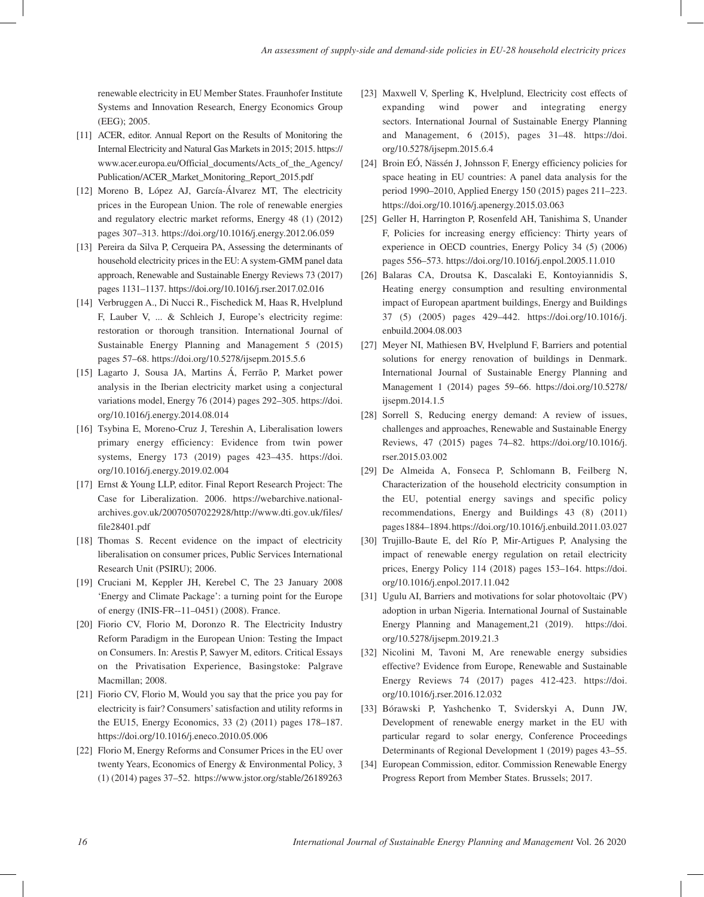renewable electricity in EU Member States. Fraunhofer Institute Systems and Innovation Research, Energy Economics Group (EEG); 2005.

[11] ACER, editor. Annual Report on the Results of Monitoring the Internal Electricity and Natural Gas Markets in 2015; 2015. https://www.acer.europa.eu/Official_documents/Acts_of_the_Agency/Publication/ACER_Market_Monitoring_Report_2015.pdf

[12] Moreno B, López AJ, García-Álvarez MT, The electricity prices in the European Union. The role of renewable energies and regulatory electric market reforms, Energy 48 (1) (2012) pages 307–313. https://doi.org/10.1016/j.energy.2012.06.059

[13] Pereira da Silva P, Cerqueira PA, Assessing the determinants of household electricity prices in the EU: A system-GMM panel data approach, Renewable and Sustainable Energy Reviews 73 (2017) pages 1131–1137. https://doi.org/10.1016/j.rser.2017.02.016

[14] Verbruggen A., Di Nucci R., Fischedick M, Haas R, Hvelplund F, Lauber V, ... & Schleich J, Europe's electricity regime: restoration or thorough transition. International Journal of Sustainable Energy Planning and Management 5 (2015) pages 57–68. https://doi.org/10.5278/ijsepm.2015.5.6

[15] Lagarto J, Sousa JA, Martins Á, Ferrão P, Market power analysis in the Iberian electricity market using a conjectural variations model, Energy 76 (2014) pages 292–305. https://doi.org/10.1016/j.energy.2014.08.014

[16] Tsybina E, Moreno-Cruz J, Tereshin A, Liberalisation lowers primary energy efficiency: Evidence from twin power systems, Energy 173 (2019) pages 423–435. https://doi.org/10.1016/j.energy.2019.02.004

[17] Ernst & Young LLP, editor. Final Report Research Project: The Case for Liberalization. 2006. https://webarchive.nationalarchives.gov.uk/20070507022928/http://www.dti.gov.uk/files/file28401.pdf

[18] Thomas S. Recent evidence on the impact of electricity liberalisation on consumer prices, Public Services International Research Unit (PSIRU); 2006.

[19] Cruciani M, Keppler JH, Kerebel C, The 23 January 2008 'Energy and Climate Package': a turning point for the Europe of energy (INIS-FR--11–0451) (2008). France.

[20] Fiorio CV, Florio M, Doronzo R. The Electricity Industry Reform Paradigm in the European Union: Testing the Impact on Consumers. In: Arestis P, Sawyer M, editors. Critical Essays on the Privatisation Experience, Basingstoke: Palgrave Macmillan; 2008.

[21] Fiorio CV, Florio M, Would you say that the price you pay for electricity is fair? Consumers' satisfaction and utility reforms in the EU15, Energy Economics, 33 (2) (2011) pages 178–187. https://doi.org/10.1016/j.eneco.2010.05.006

[22] Florio M, Energy Reforms and Consumer Prices in the EU over twenty Years, Economics of Energy & Environmental Policy, 3 (1) (2014) pages 37–52. https://www.jstor.org/stable/26189263

[23] Maxwell V, Sperling K, Hvelplund, Electricity cost effects of expanding wind power and integrating energy sectors. International Journal of Sustainable Energy Planning and Management, 6 (2015), pages 31–48. https://doi.org/10.5278/ijsepm.2015.6.4

[24] Broin EÓ, Nässén J, Johnsson F, Energy efficiency policies for space heating in EU countries: A panel data analysis for the period 1990–2010, Applied Energy 150 (2015) pages 211–223. https://doi.org/10.1016/j.apenergy.2015.03.063

[25] Geller H, Harrington P, Rosenfeld AH, Tanishima S, Unander F, Policies for increasing energy efficiency: Thirty years of experience in OECD countries, Energy Policy 34 (5) (2006) pages 556–573. https://doi.org/10.1016/j.enpol.2005.11.010

[26] Balaras CA, Droutsa K, Dascalaki E, Kontoyiannidis S, Heating energy consumption and resulting environmental impact of European apartment buildings, Energy and Buildings 37 (5) (2005) pages 429–442. https://doi.org/10.1016/j.enbuild.2004.08.003

[27] Meyer NI, Mathiesen BV, Hvelplund F, Barriers and potential solutions for energy renovation of buildings in Denmark. International Journal of Sustainable Energy Planning and Management 1 (2014) pages 59–66. https://doi.org/10.5278/ijsepm.2014.1.5

[28] Sorrell S, Reducing energy demand: A review of issues, challenges and approaches, Renewable and Sustainable Energy Reviews, 47 (2015) pages 74–82. https://doi.org/10.1016/j.rser.2015.03.002

[29] De Almeida A, Fonseca P, Schlomann B, Feilberg N, Characterization of the household electricity consumption in the EU, potential energy savings and specific policy recommendations, Energy and Buildings 43 (8) (2011) pages 1884–1894. https://doi.org/10.1016/j.enbuild.2011.03.027

[30] Trujillo-Baute E, del Río P, Mir-Artigues P, Analysing the impact of renewable energy regulation on retail electricity prices, Energy Policy 114 (2018) pages 153–164. https://doi.org/10.1016/j.enpol.2017.11.042

[31] Ugulu AI, Barriers and motivations for solar photovoltaic (PV) adoption in urban Nigeria. International Journal of Sustainable Energy Planning and Management,21 (2019). https://doi.org/10.5278/ijsepm.2019.21.3

[32] Nicolini M, Tavoni M, Are renewable energy subsidies effective? Evidence from Europe, Renewable and Sustainable Energy Reviews 74 (2017) pages 412-423. https://doi.org/10.1016/j.rser.2016.12.032

[33] Bórawski P, Yashchenko T, Sviderskyi A, Dunn JW, Development of renewable energy market in the EU with particular regard to solar energy, Conference Proceedings Determinants of Regional Development 1 (2019) pages 43–55.

[34] European Commission, editor. Commission Renewable Energy Progress Report from Member States. Brussels; 2017.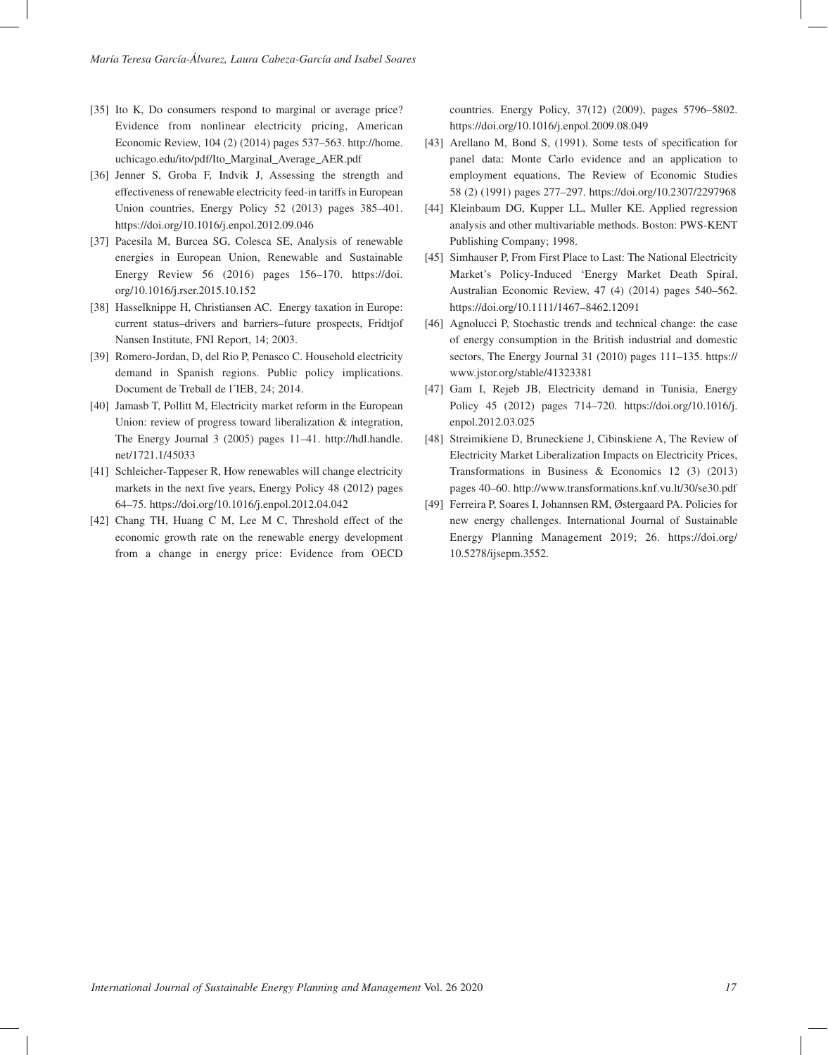[35] Ito K, Do consumers respond to marginal or average price? Evidence from nonlinear electricity pricing, American Economic Review, 104 (2) (2014) pages 537–563. http://home.uchicago.edu/ito/pdf/Ito_Marginal_Average_AER.pdf

[36] Jenner S, Groba F, Indvik J, Assessing the strength and effectiveness of renewable electricity feed-in tariffs in European Union countries, Energy Policy 52 (2013) pages 385–401. https://doi.org/10.1016/j.enpol.2012.09.046

[37] Pacesila M, Burcea SG, Colesca SE, Analysis of renewable energies in European Union, Renewable and Sustainable Energy Review 56 (2016) pages 156–170. https://doi.org/10.1016/j.rser.2015.10.152

[38] Hasselknippe H, Christiansen AC. Energy taxation in Europe: current status–drivers and barriers–future prospects, Fridtjof Nansen Institute, FNI Report, 14; 2003.

[39] Romero-Jordan, D, del Rio P, Penasco C. Household electricity demand in Spanish regions. Public policy implications. Document de Treball de l´IEB, 24; 2014.

[40] Jamasb T, Pollitt M, Electricity market reform in the European Union: review of progress toward liberalization & integration, The Energy Journal 3 (2005) pages 11–41. http://hdl.handle.net/1721.1/45033

[41] Schleicher-Tappeser R, How renewables will change electricity markets in the next five years, Energy Policy 48 (2012) pages 64–75. https://doi.org/10.1016/j.enpol.2012.04.042

[42] Chang TH, Huang C M, Lee M C, Threshold effect of the economic growth rate on the renewable energy development from a change in energy price: Evidence from OECD countries. Energy Policy, 37(12) (2009), pages 5796–5802. https://doi.org/10.1016/j.enpol.2009.08.049

[43] Arellano M, Bond S, (1991). Some tests of specification for panel data: Monte Carlo evidence and an application to employment equations, The Review of Economic Studies 58 (2) (1991) pages 277–297. https://doi.org/10.2307/2297968

[44] Kleinbaum DG, Kupper LL, Muller KE. Applied regression analysis and other multivariable methods. Boston: PWS-KENT Publishing Company; 1998.

[45] Simhauser P, From First Place to Last: The National Electricity Market's Policy-Induced 'Energy Market Death Spiral, Australian Economic Review, 47 (4) (2014) pages 540–562. https://doi.org/10.1111/1467–8462.12091

[46] Agnolucci P, Stochastic trends and technical change: the case of energy consumption in the British industrial and domestic sectors, The Energy Journal 31 (2010) pages 111–135. https://www.jstor.org/stable/41323381

[47] Gam I, Rejeb JB, Electricity demand in Tunisia, Energy Policy 45 (2012) pages 714–720. https://doi.org/10.1016/j.enpol.2012.03.025

[48] Streimikiene D, Bruneckiene J, Cibinskiene A, The Review of Electricity Market Liberalization Impacts on Electricity Prices, Transformations in Business & Economics 12 (3) (2013) pages 40–60. http://www.transformations.knf.vu.lt/30/se30.pdf

[49] Ferreira P, Soares I, Johannsen RM, Østergaard PA. Policies for new energy challenges. International Journal of Sustainable Energy Planning Management 2019; 26. https://doi.org/10.5278/ijsepm.3552.